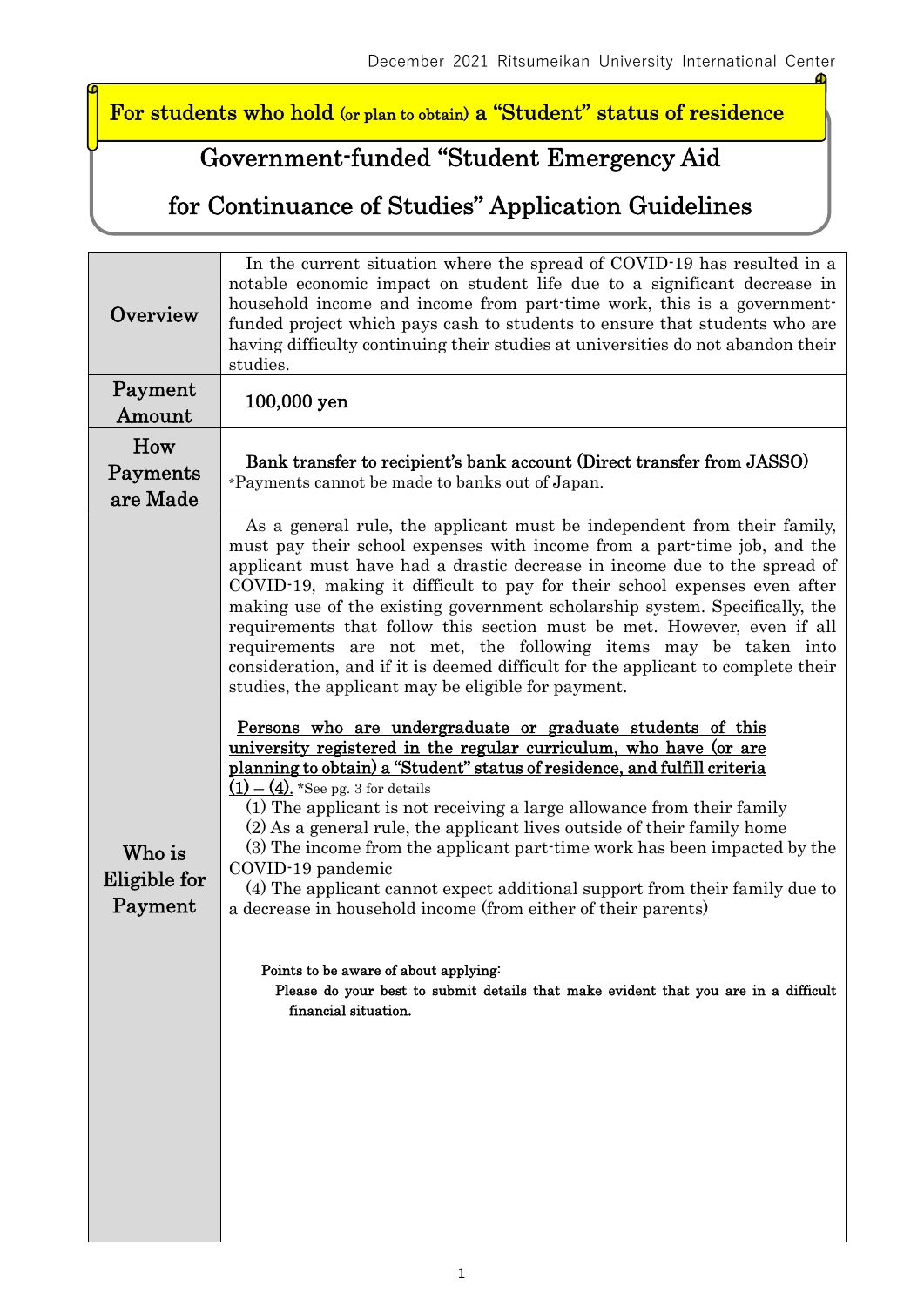December 2021 Ritsumeikan University International Center

**For students who hold (or plan to obtain) a "Student" status of residence**

# Government-funded "Student Emergency Aid for Continuance of Studies" Application Guidelines

| | |
|---|---|
| Overview | In the current situation where the spread of COVID-19 has resulted in a notable economic impact on student life due to a significant decrease in household income and income from part-time work, this is a government-funded project which pays cash to students to ensure that students who are having difficulty continuing their studies at universities do not abandon their studies. |
| Payment Amount | 100,000 yen |
| How Payments are Made | **Bank transfer to recipient's bank account (Direct transfer from JASSO)**<br>*Payments cannot be made to banks out of Japan. |
| Who is Eligible for Payment | As a general rule, the applicant must be independent from their family, must pay their school expenses with income from a part-time job, and the applicant must have had a drastic decrease in income due to the spread of COVID-19, making it difficult to pay for their school expenses even after making use of the existing government scholarship system. Specifically, the requirements that follow this section must be met. However, even if all requirements are not met, the following items may be taken into consideration, and if it is deemed difficult for the applicant to complete their studies, the applicant may be eligible for payment.<br><br><u>Persons who are undergraduate or graduate students of this university registered in the regular curriculum, who have (or are planning to obtain) a "Student" status of residence, and fulfill criteria (1) – (4).</u> *See pg. 3 for details<br>(1) The applicant is not receiving a large allowance from their family<br>(2) As a general rule, the applicant lives outside of their family home<br>(3) The income from the applicant part-time work has been impacted by the COVID-19 pandemic<br>(4) The applicant cannot expect additional support from their family due to a decrease in household income (from either of their parents)<br><br>**Points to be aware of about applying:**<br>**Please do your best to submit details that make evident that you are in a difficult financial situation.** |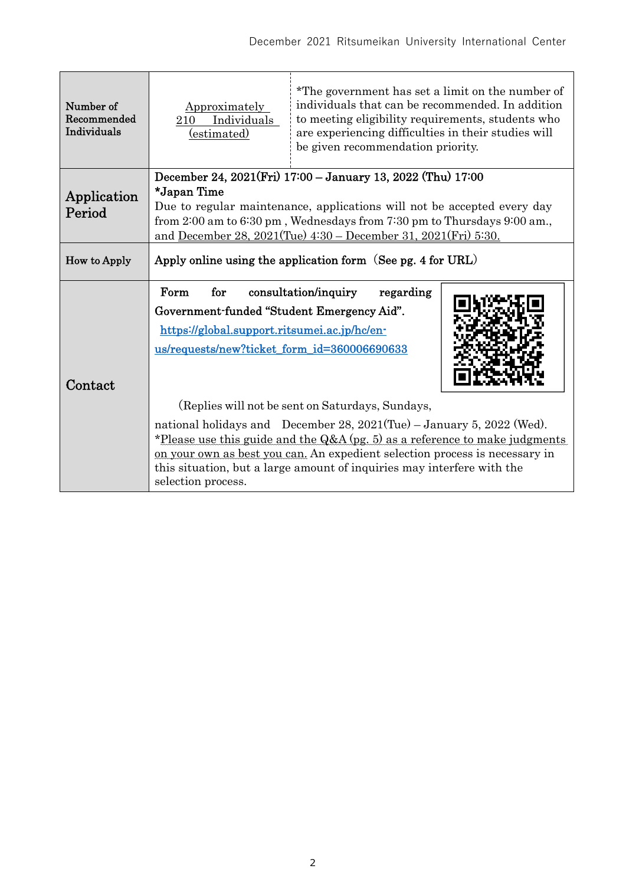| | | |
|---|---|---|
| Number of Recommended Individuals | Approximately 210 Individuals (estimated) | *The government has set a limit on the number of individuals that can be recommended. In addition to meeting eligibility requirements, students who are experiencing difficulties in their studies will be given recommendation priority. |
| Application Period | **December 24, 2021(Fri) 17:00 – January 13, 2022 (Thu) 17:00** **\*Japan Time** Due to regular maintenance, applications will not be accepted every day from 2:00 am to 6:30 pm , Wednesdays from 7:30 pm to Thursdays 9:00 am., and December 28, 2021(Tue) 4:30 – December 31, 2021(Fri) 5:30. | |
| How to Apply | **Apply online using the application form（See pg. 4 for URL）** | |
| Contact | **Form for consultation/inquiry regarding Government-funded "Student Emergency Aid".** **https://global.support.ritsumei.ac.jp/hc/en-us/requests/new?ticket_form_id=360006690633** （Replies will not be sent on Saturdays, Sundays, national holidays and December 28, 2021(Tue) – January 5, 2022 (Wed). *Please use this guide and the Q&A (pg. 5) as a reference to make judgments on your own as best you can. An expedient selection process is necessary in this situation, but a large amount of inquiries may interfere with the selection process. | |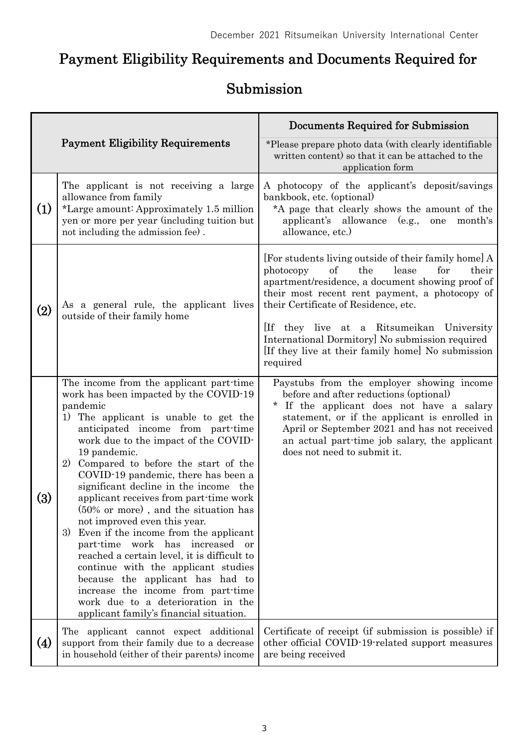December 2021 Ritsumeikan University International Center

# Payment Eligibility Requirements and Documents Required for Submission

| | Payment Eligibility Requirements | Documents Required for Submission<br>*Please prepare photo data (with clearly identifiable written content) so that it can be attached to the application form |
|---|---|---|
| (1) | The applicant is not receiving a large allowance from family<br>*Large amount: Approximately 1.5 million yen or more per year (including tuition but not including the admission fee) . | A photocopy of the applicant's deposit/savings bankbook, etc. (optional)<br>*A page that clearly shows the amount of the applicant's allowance (e.g., one month's allowance, etc.) |
| (2) | As a general rule, the applicant lives outside of their family home | [For students living outside of their family home] A photocopy of the lease for their apartment/residence, a document showing proof of their most recent rent payment, a photocopy of their Certificate of Residence, etc.<br>[If they live at a Ritsumeikan University International Dormitory] No submission required<br>[If they live at their family home] No submission required |
| (3) | The income from the applicant part-time work has been impacted by the COVID-19 pandemic<br>1) The applicant is unable to get the anticipated income from part-time work due to the impact of the COVID-19 pandemic.<br>2) Compared to before the start of the COVID-19 pandemic, there has been a significant decline in the income the applicant receives from part-time work (50% or more) , and the situation has not improved even this year.<br>3) Even if the income from the applicant part-time work has increased or reached a certain level, it is difficult to continue with the applicant studies because the applicant has had to increase the income from part-time work due to a deterioration in the applicant family's financial situation. | Paystubs from the employer showing income before and after reductions (optional)<br>* If the applicant does not have a salary statement, or if the applicant is enrolled in April or September 2021 and has not received an actual part-time job salary, the applicant does not need to submit it. |
| (4) | The applicant cannot expect additional support from their family due to a decrease in household (either of their parents) income | Certificate of receipt (if submission is possible) if other official COVID-19-related support measures are being received |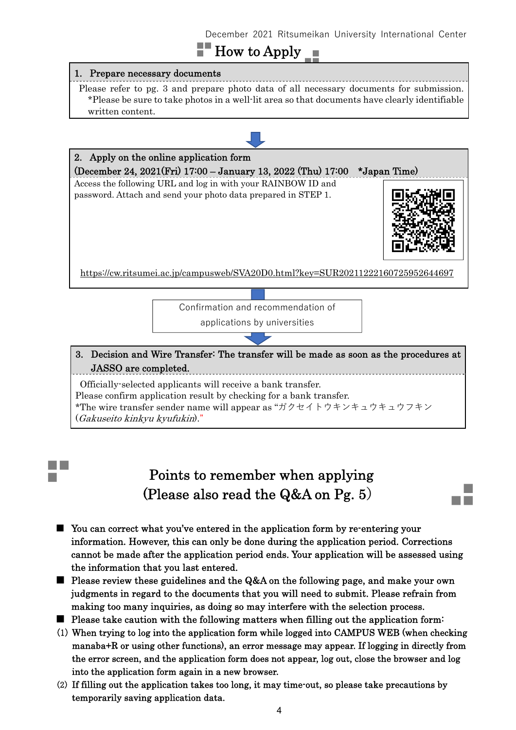December 2021 Ritsumeikan University International Center

# How to Apply

**1. Prepare necessary documents**

Please refer to pg. 3 and prepare photo data of all necessary documents for submission.
*Please be sure to take photos in a well-lit area so that documents have clearly identifiable written content.

**2. Apply on the online application form**
**(December 24, 2021(Fri) 17:00 – January 13, 2022 (Thu) 17:00 *Japan Time)**

Access the following URL and log in with your RAINBOW ID and password. Attach and send your photo data prepared in STEP 1.

https://cw.ritsumei.ac.jp/campusweb/SVA20D0.html?key=SUR20211222160725952644697

Confirmation and recommendation of applications by universities

**3. Decision and Wire Transfer: The transfer will be made as soon as the procedures at JASSO are completed.**

Officially-selected applicants will receive a bank transfer.
Please confirm application result by checking for a bank transfer.
*The wire transfer sender name will appear as "ガクセイトウキンキュウキュウフキン (*Gakuseito kinkyu kyufukin*)."

## Points to remember when applying (Please also read the Q&A on Pg. 5)

- You can correct what you've entered in the application form by re-entering your information. However, this can only be done during the application period. Corrections cannot be made after the application period ends. Your application will be assessed using the information that you last entered.
- Please review these guidelines and the Q&A on the following page, and make your own judgments in regard to the documents that you will need to submit. Please refrain from making too many inquiries, as doing so may interfere with the selection process.
- Please take caution with the following matters when filling out the application form:

(1) When trying to log into the application form while logged into CAMPUS WEB (when checking manaba+R or using other functions), an error message may appear. If logging in directly from the error screen, and the application form does not appear, log out, close the browser and log into the application form again in a new browser.

(2) If filling out the application takes too long, it may time-out, so please take precautions by temporarily saving application data.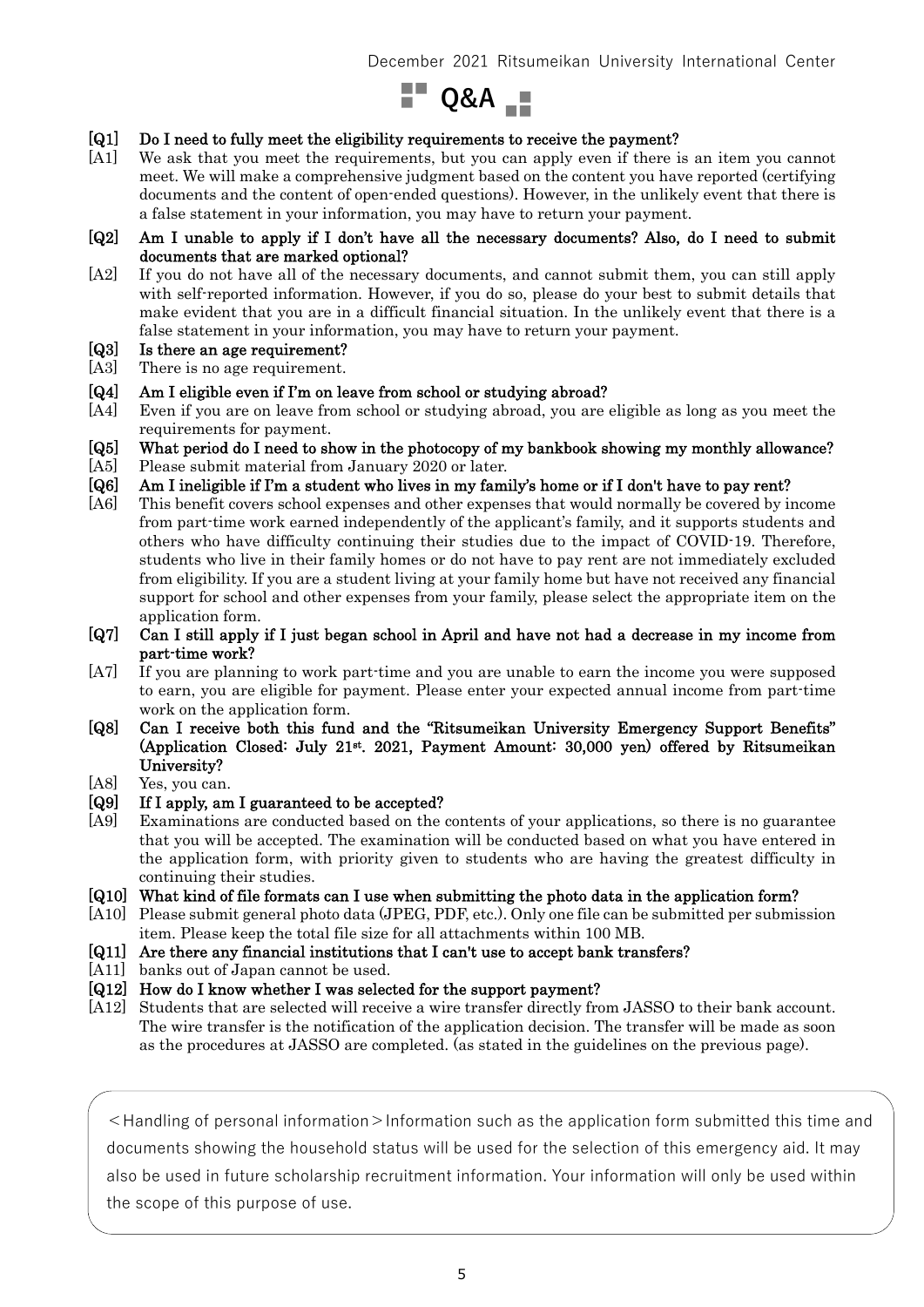December 2021 Ritsumeikan University International Center

# Q&A

**[Q1] Do I need to fully meet the eligibility requirements to receive the payment?**

[A1] We ask that you meet the requirements, but you can apply even if there is an item you cannot meet. We will make a comprehensive judgment based on the content you have reported (certifying documents and the content of open-ended questions). However, in the unlikely event that there is a false statement in your information, you may have to return your payment.

**[Q2] Am I unable to apply if I don't have all the necessary documents? Also, do I need to submit documents that are marked optional?**

[A2] If you do not have all of the necessary documents, and cannot submit them, you can still apply with self-reported information. However, if you do so, please do your best to submit details that make evident that you are in a difficult financial situation. In the unlikely event that there is a false statement in your information, you may have to return your payment.

**[Q3] Is there an age requirement?**

[A3] There is no age requirement.

**[Q4] Am I eligible even if I'm on leave from school or studying abroad?**

[A4] Even if you are on leave from school or studying abroad, you are eligible as long as you meet the requirements for payment.

**[Q5] What period do I need to show in the photocopy of my bankbook showing my monthly allowance?**

[A5] Please submit material from January 2020 or later.

**[Q6] Am I ineligible if I'm a student who lives in my family's home or if I don't have to pay rent?**

[A6] This benefit covers school expenses and other expenses that would normally be covered by income from part-time work earned independently of the applicant's family, and it supports students and others who have difficulty continuing their studies due to the impact of COVID-19. Therefore, students who live in their family homes or do not have to pay rent are not immediately excluded from eligibility. If you are a student living at your family home but have not received any financial support for school and other expenses from your family, please select the appropriate item on the application form.

**[Q7] Can I still apply if I just began school in April and have not had a decrease in my income from part-time work?**

[A7] If you are planning to work part-time and you are unable to earn the income you were supposed to earn, you are eligible for payment. Please enter your expected annual income from part-time work on the application form.

**[Q8] Can I receive both this fund and the "Ritsumeikan University Emergency Support Benefits" (Application Closed: July 21st. 2021, Payment Amount: 30,000 yen) offered by Ritsumeikan University?**

[A8] Yes, you can.

**[Q9] If I apply, am I guaranteed to be accepted?**

[A9] Examinations are conducted based on the contents of your applications, so there is no guarantee that you will be accepted. The examination will be conducted based on what you have entered in the application form, with priority given to students who are having the greatest difficulty in continuing their studies.

**[Q10] What kind of file formats can I use when submitting the photo data in the application form?**

[A10] Please submit general photo data (JPEG, PDF, etc.). Only one file can be submitted per submission item. Please keep the total file size for all attachments within 100 MB.

**[Q11] Are there any financial institutions that I can't use to accept bank transfers?**

[A11] banks out of Japan cannot be used.

**[Q12] How do I know whether I was selected for the support payment?**

[A12] Students that are selected will receive a wire transfer directly from JASSO to their bank account. The wire transfer is the notification of the application decision. The transfer will be made as soon as the procedures at JASSO are completed. (as stated in the guidelines on the previous page).

＜Handling of personal information＞Information such as the application form submitted this time and documents showing the household status will be used for the selection of this emergency aid. It may also be used in future scholarship recruitment information. Your information will only be used within the scope of this purpose of use.